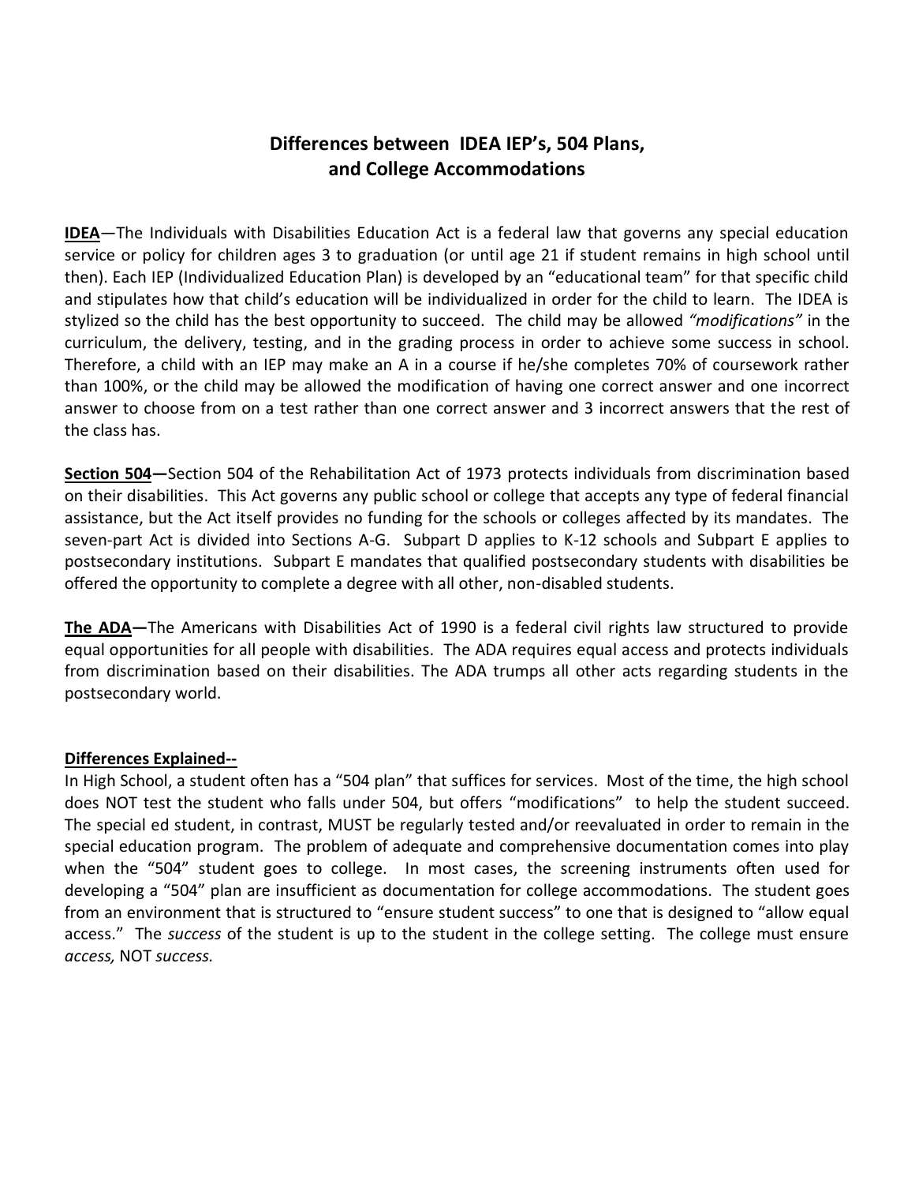# Differences between IDEA IEP's, 504 Plans, and College Accommodations

**<u>IDEA</u>**—The Individuals with Disabilities Education Act is a federal law that governs any special education service or policy for children ages 3 to graduation (or until age 21 if student remains in high school until then). Each IEP (Individualized Education Plan) is developed by an "educational team" for that specific child and stipulates how that child's education will be individualized in order for the child to learn. The IDEA is stylized so the child has the best opportunity to succeed. The child may be allowed *"modifications"* in the curriculum, the delivery, testing, and in the grading process in order to achieve some success in school. Therefore, a child with an IEP may make an A in a course if he/she completes 70% of coursework rather than 100%, or the child may be allowed the modification of having one correct answer and one incorrect answer to choose from on a test rather than one correct answer and 3 incorrect answers that the rest of the class has.

**<u>Section 504</u>—**Section 504 of the Rehabilitation Act of 1973 protects individuals from discrimination based on their disabilities. This Act governs any public school or college that accepts any type of federal financial assistance, but the Act itself provides no funding for the schools or colleges affected by its mandates. The seven-part Act is divided into Sections A-G. Subpart D applies to K-12 schools and Subpart E applies to postsecondary institutions. Subpart E mandates that qualified postsecondary students with disabilities be offered the opportunity to complete a degree with all other, non-disabled students.

**<u>The ADA</u>—**The Americans with Disabilities Act of 1990 is a federal civil rights law structured to provide equal opportunities for all people with disabilities. The ADA requires equal access and protects individuals from discrimination based on their disabilities. The ADA trumps all other acts regarding students in the postsecondary world.

**<u>Differences Explained--</u>**

In High School, a student often has a "504 plan" that suffices for services. Most of the time, the high school does NOT test the student who falls under 504, but offers "modifications" to help the student succeed. The special ed student, in contrast, MUST be regularly tested and/or reevaluated in order to remain in the special education program. The problem of adequate and comprehensive documentation comes into play when the "504" student goes to college. In most cases, the screening instruments often used for developing a "504" plan are insufficient as documentation for college accommodations. The student goes from an environment that is structured to "ensure student success" to one that is designed to "allow equal access." The *success* of the student is up to the student in the college setting. The college must ensure *access,* NOT *success.*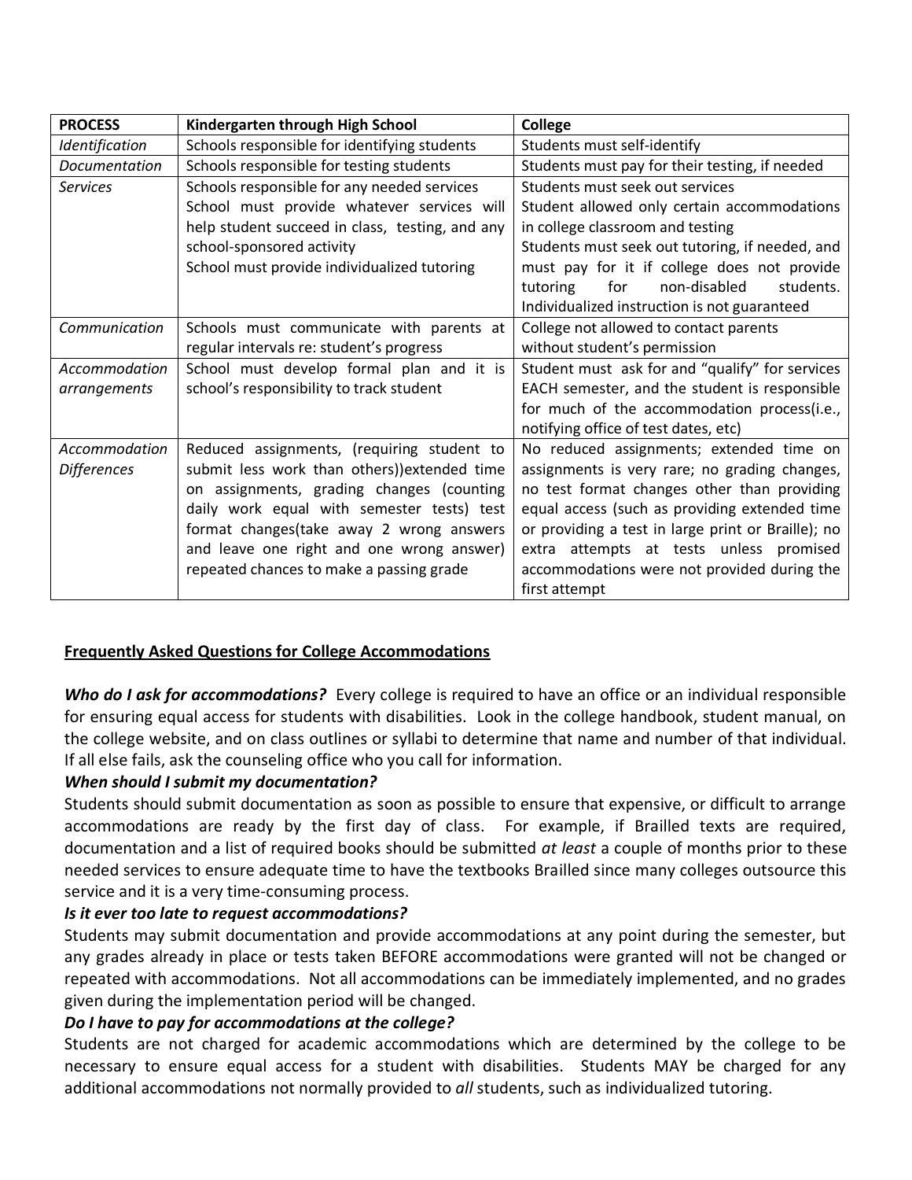| **PROCESS** | **Kindergarten through High School** | **College** |
|---|---|---|
| *Identification* | Schools responsible for identifying students | Students must self-identify |
| *Documentation* | Schools responsible for testing students | Students must pay for their testing, if needed |
| *Services* | Schools responsible for any needed services<br>School must provide whatever services will help student succeed in class, testing, and any school-sponsored activity<br>School must provide individualized tutoring | Students must seek out services<br>Student allowed only certain accommodations in college classroom and testing<br>Students must seek out tutoring, if needed, and must pay for it if college does not provide tutoring for non-disabled students. Individualized instruction is not guaranteed |
| *Communication* | Schools must communicate with parents at regular intervals re: student's progress | College not allowed to contact parents without student's permission |
| *Accommodation arrangements* | School must develop formal plan and it is school's responsibility to track student | Student must ask for and "qualify" for services EACH semester, and the student is responsible for much of the accommodation process(i.e., notifying office of test dates, etc) |
| *Accommodation Differences* | Reduced assignments, (requiring student to submit less work than others))extended time on assignments, grading changes (counting daily work equal with semester tests) test format changes(take away 2 wrong answers and leave one right and one wrong answer) repeated chances to make a passing grade | No reduced assignments; extended time on assignments is very rare; no grading changes, no test format changes other than providing equal access (such as providing extended time or providing a test in large print or Braille); no extra attempts at tests unless promised accommodations were not provided during the first attempt |

**Frequently Asked Questions for College Accommodations**

***Who do I ask for accommodations?*** Every college is required to have an office or an individual responsible for ensuring equal access for students with disabilities. Look in the college handbook, student manual, on the college website, and on class outlines or syllabi to determine that name and number of that individual. If all else fails, ask the counseling office who you call for information.

***When should I submit my documentation?***

Students should submit documentation as soon as possible to ensure that expensive, or difficult to arrange accommodations are ready by the first day of class. For example, if Brailled texts are required, documentation and a list of required books should be submitted *at least* a couple of months prior to these needed services to ensure adequate time to have the textbooks Brailled since many colleges outsource this service and it is a very time-consuming process.

***Is it ever too late to request accommodations?***

Students may submit documentation and provide accommodations at any point during the semester, but any grades already in place or tests taken BEFORE accommodations were granted will not be changed or repeated with accommodations. Not all accommodations can be immediately implemented, and no grades given during the implementation period will be changed.

***Do I have to pay for accommodations at the college?***

Students are not charged for academic accommodations which are determined by the college to be necessary to ensure equal access for a student with disabilities. Students MAY be charged for any additional accommodations not normally provided to *all* students, such as individualized tutoring.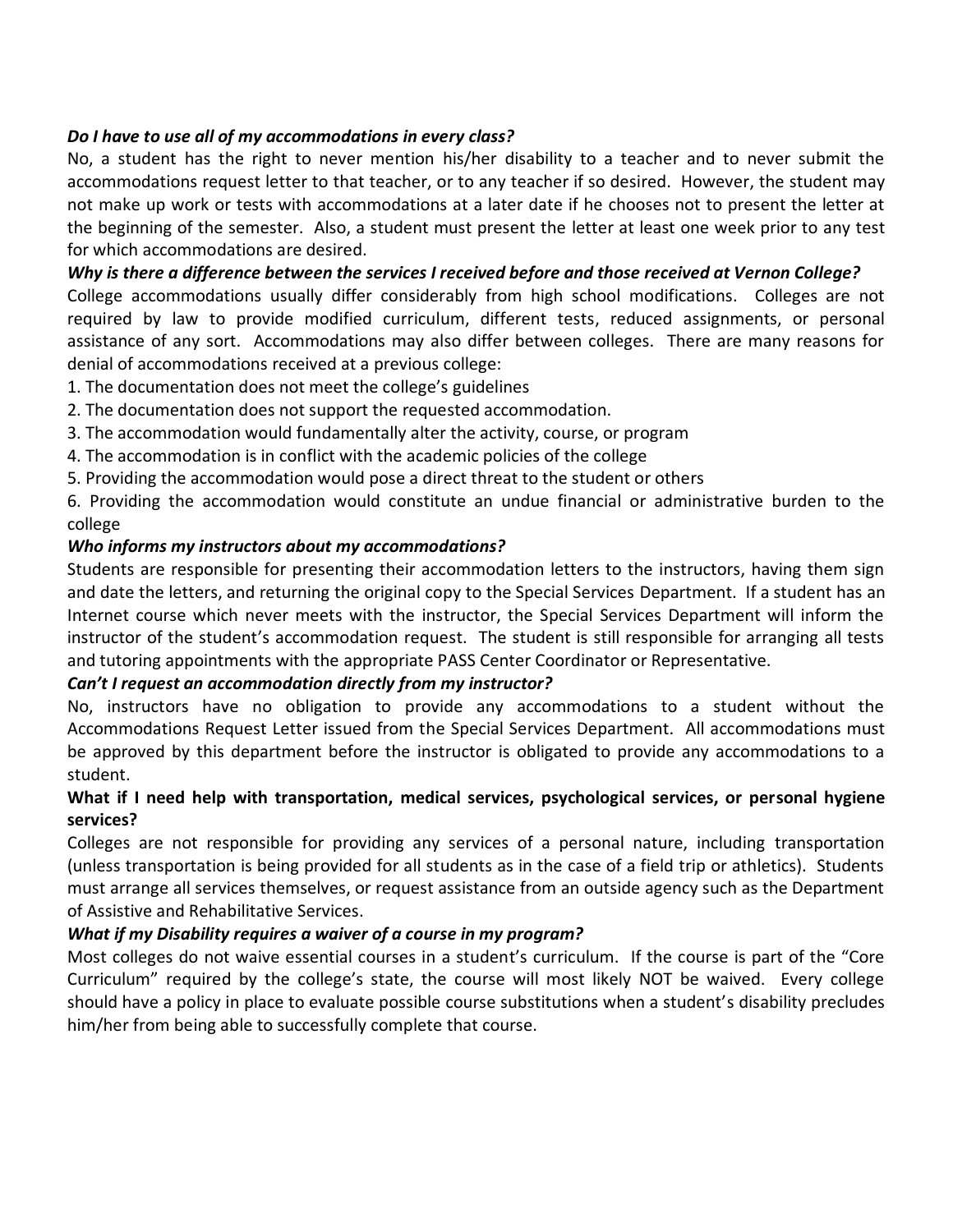***Do I have to use all of my accommodations in every class?***

No, a student has the right to never mention his/her disability to a teacher and to never submit the accommodations request letter to that teacher, or to any teacher if so desired. However, the student may not make up work or tests with accommodations at a later date if he chooses not to present the letter at the beginning of the semester. Also, a student must present the letter at least one week prior to any test for which accommodations are desired.

***Why is there a difference between the services I received before and those received at Vernon College?***

College accommodations usually differ considerably from high school modifications. Colleges are not required by law to provide modified curriculum, different tests, reduced assignments, or personal assistance of any sort. Accommodations may also differ between colleges. There are many reasons for denial of accommodations received at a previous college:

1. The documentation does not meet the college's guidelines
2. The documentation does not support the requested accommodation.
3. The accommodation would fundamentally alter the activity, course, or program
4. The accommodation is in conflict with the academic policies of the college
5. Providing the accommodation would pose a direct threat to the student or others
6. Providing the accommodation would constitute an undue financial or administrative burden to the college

***Who informs my instructors about my accommodations?***

Students are responsible for presenting their accommodation letters to the instructors, having them sign and date the letters, and returning the original copy to the Special Services Department. If a student has an Internet course which never meets with the instructor, the Special Services Department will inform the instructor of the student's accommodation request. The student is still responsible for arranging all tests and tutoring appointments with the appropriate PASS Center Coordinator or Representative.

***Can't I request an accommodation directly from my instructor?***

No, instructors have no obligation to provide any accommodations to a student without the Accommodations Request Letter issued from the Special Services Department. All accommodations must be approved by this department before the instructor is obligated to provide any accommodations to a student.

**What if I need help with transportation, medical services, psychological services, or personal hygiene services?**

Colleges are not responsible for providing any services of a personal nature, including transportation (unless transportation is being provided for all students as in the case of a field trip or athletics). Students must arrange all services themselves, or request assistance from an outside agency such as the Department of Assistive and Rehabilitative Services.

***What if my Disability requires a waiver of a course in my program?***

Most colleges do not waive essential courses in a student's curriculum. If the course is part of the "Core Curriculum" required by the college's state, the course will most likely NOT be waived. Every college should have a policy in place to evaluate possible course substitutions when a student's disability precludes him/her from being able to successfully complete that course.